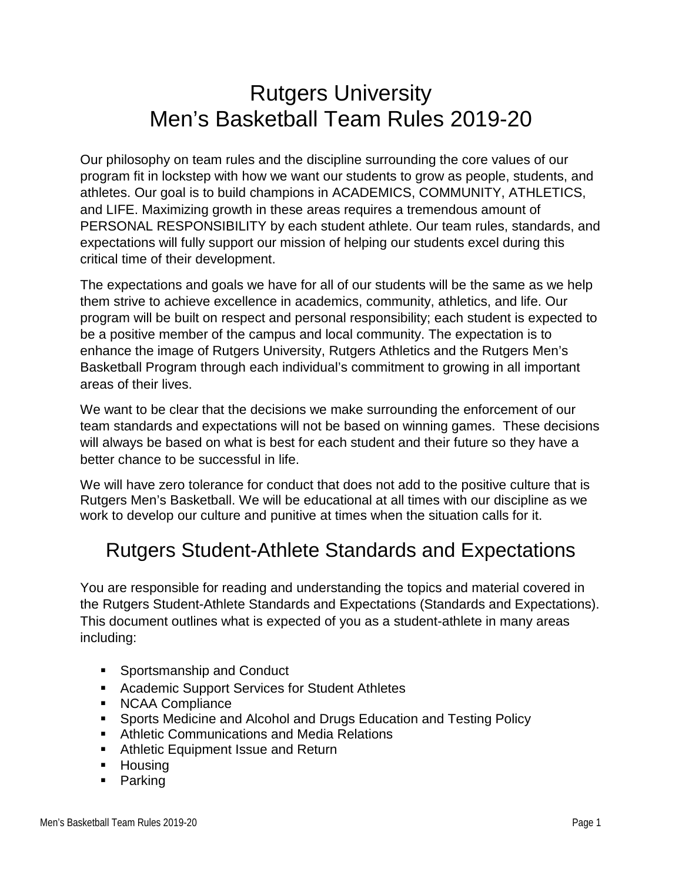# Rutgers University
# Men's Basketball Team Rules 2019-20

Our philosophy on team rules and the discipline surrounding the core values of our program fit in lockstep with how we want our students to grow as people, students, and athletes. Our goal is to build champions in ACADEMICS, COMMUNITY, ATHLETICS, and LIFE. Maximizing growth in these areas requires a tremendous amount of PERSONAL RESPONSIBILITY by each student athlete. Our team rules, standards, and expectations will fully support our mission of helping our students excel during this critical time of their development.

The expectations and goals we have for all of our students will be the same as we help them strive to achieve excellence in academics, community, athletics, and life. Our program will be built on respect and personal responsibility; each student is expected to be a positive member of the campus and local community. The expectation is to enhance the image of Rutgers University, Rutgers Athletics and the Rutgers Men's Basketball Program through each individual's commitment to growing in all important areas of their lives.

We want to be clear that the decisions we make surrounding the enforcement of our team standards and expectations will not be based on winning games. These decisions will always be based on what is best for each student and their future so they have a better chance to be successful in life.

We will have zero tolerance for conduct that does not add to the positive culture that is Rutgers Men's Basketball. We will be educational at all times with our discipline as we work to develop our culture and punitive at times when the situation calls for it.

## Rutgers Student-Athlete Standards and Expectations

You are responsible for reading and understanding the topics and material covered in the Rutgers Student-Athlete Standards and Expectations (Standards and Expectations). This document outlines what is expected of you as a student-athlete in many areas including:

- Sportsmanship and Conduct
- Academic Support Services for Student Athletes
- NCAA Compliance
- Sports Medicine and Alcohol and Drugs Education and Testing Policy
- Athletic Communications and Media Relations
- Athletic Equipment Issue and Return
- Housing
- Parking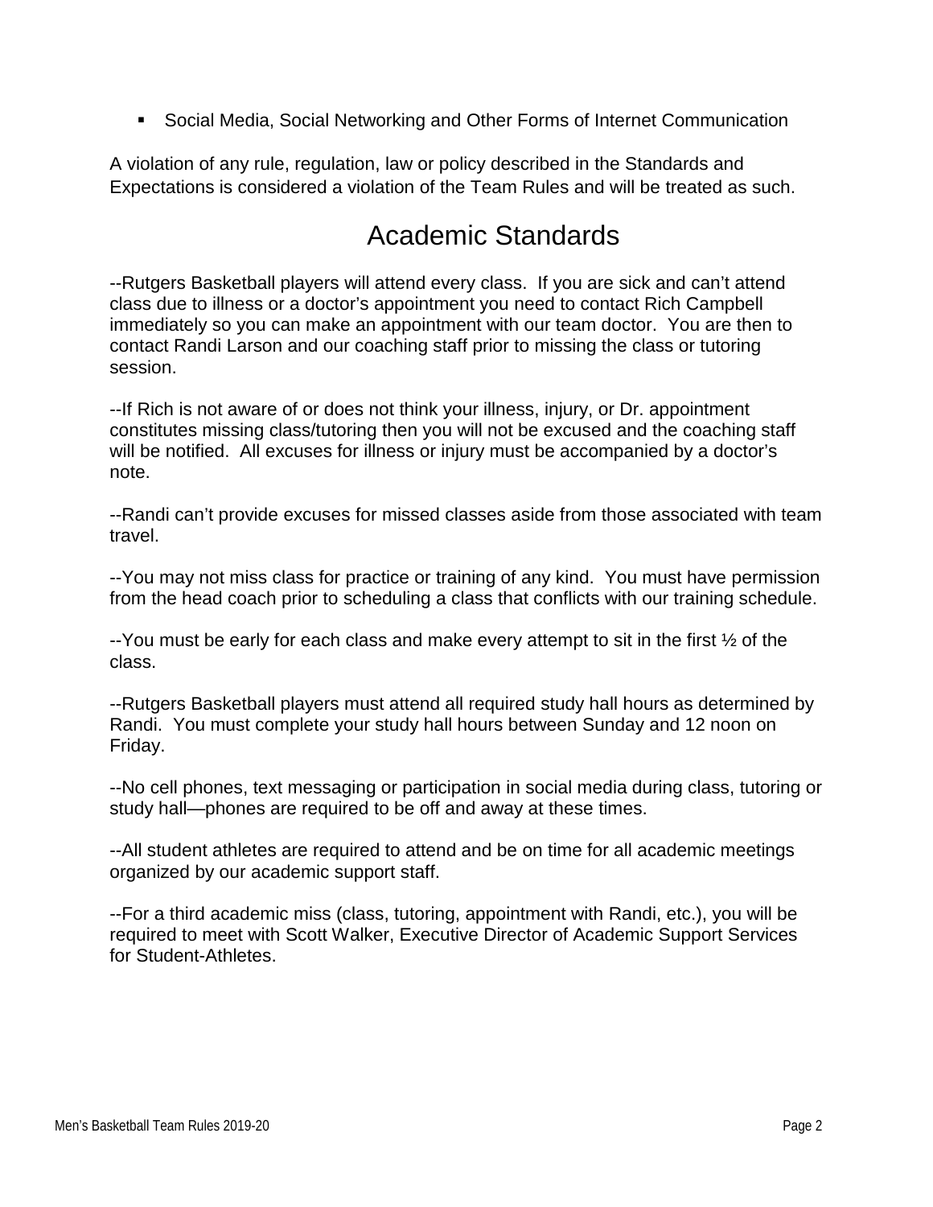- Social Media, Social Networking and Other Forms of Internet Communication

A violation of any rule, regulation, law or policy described in the Standards and Expectations is considered a violation of the Team Rules and will be treated as such.

## Academic Standards

--Rutgers Basketball players will attend every class. If you are sick and can't attend class due to illness or a doctor's appointment you need to contact Rich Campbell immediately so you can make an appointment with our team doctor. You are then to contact Randi Larson and our coaching staff prior to missing the class or tutoring session.

--If Rich is not aware of or does not think your illness, injury, or Dr. appointment constitutes missing class/tutoring then you will not be excused and the coaching staff will be notified. All excuses for illness or injury must be accompanied by a doctor's note.

--Randi can't provide excuses for missed classes aside from those associated with team travel.

--You may not miss class for practice or training of any kind. You must have permission from the head coach prior to scheduling a class that conflicts with our training schedule.

--You must be early for each class and make every attempt to sit in the first ½ of the class.

--Rutgers Basketball players must attend all required study hall hours as determined by Randi. You must complete your study hall hours between Sunday and 12 noon on Friday.

--No cell phones, text messaging or participation in social media during class, tutoring or study hall—phones are required to be off and away at these times.

--All student athletes are required to attend and be on time for all academic meetings organized by our academic support staff.

--For a third academic miss (class, tutoring, appointment with Randi, etc.), you will be required to meet with Scott Walker, Executive Director of Academic Support Services for Student-Athletes.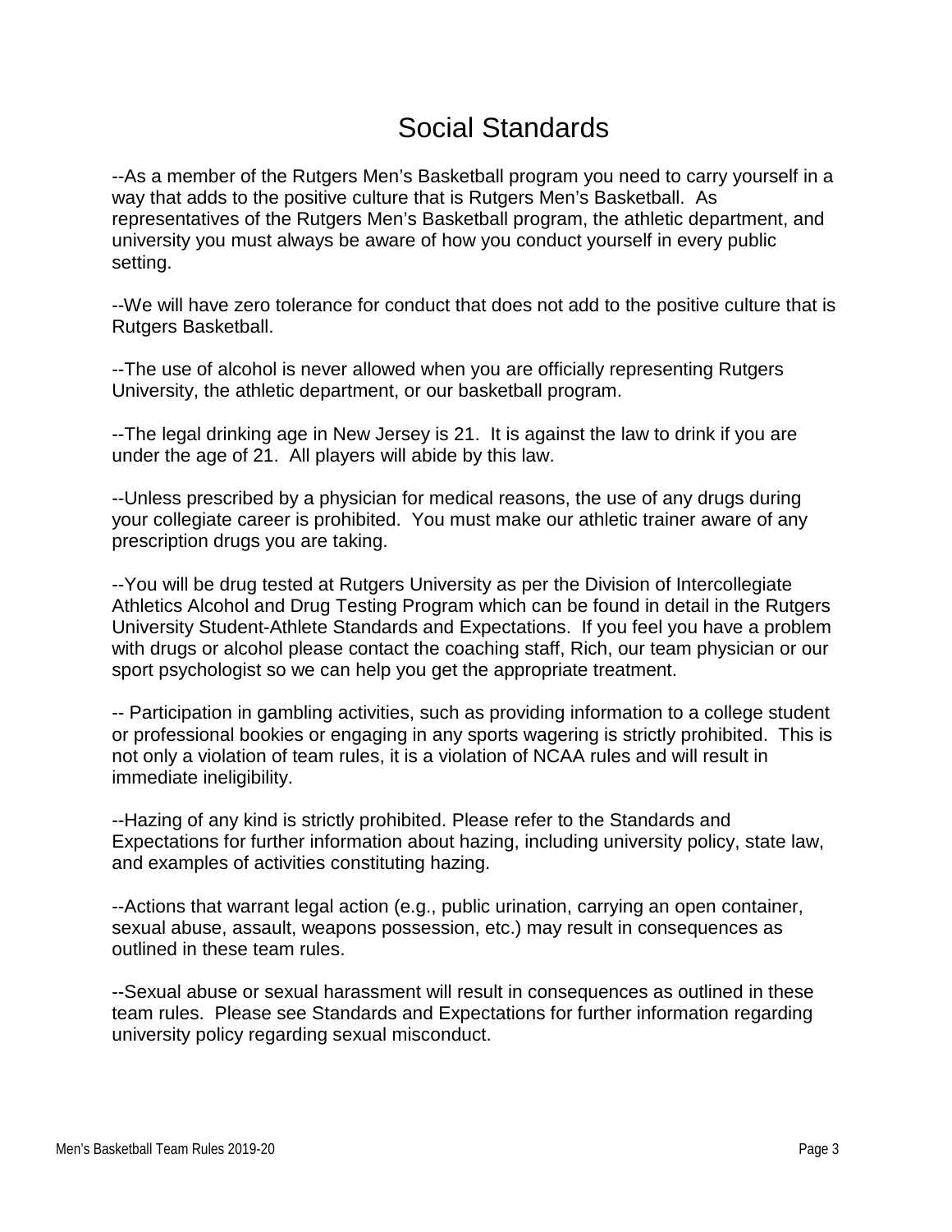# Social Standards

--As a member of the Rutgers Men's Basketball program you need to carry yourself in a way that adds to the positive culture that is Rutgers Men's Basketball. As representatives of the Rutgers Men's Basketball program, the athletic department, and university you must always be aware of how you conduct yourself in every public setting.

--We will have zero tolerance for conduct that does not add to the positive culture that is Rutgers Basketball.

--The use of alcohol is never allowed when you are officially representing Rutgers University, the athletic department, or our basketball program.

--The legal drinking age in New Jersey is 21. It is against the law to drink if you are under the age of 21. All players will abide by this law.

--Unless prescribed by a physician for medical reasons, the use of any drugs during your collegiate career is prohibited. You must make our athletic trainer aware of any prescription drugs you are taking.

--You will be drug tested at Rutgers University as per the Division of Intercollegiate Athletics Alcohol and Drug Testing Program which can be found in detail in the Rutgers University Student-Athlete Standards and Expectations. If you feel you have a problem with drugs or alcohol please contact the coaching staff, Rich, our team physician or our sport psychologist so we can help you get the appropriate treatment.

-- Participation in gambling activities, such as providing information to a college student or professional bookies or engaging in any sports wagering is strictly prohibited. This is not only a violation of team rules, it is a violation of NCAA rules and will result in immediate ineligibility.

--Hazing of any kind is strictly prohibited. Please refer to the Standards and Expectations for further information about hazing, including university policy, state law, and examples of activities constituting hazing.

--Actions that warrant legal action (e.g., public urination, carrying an open container, sexual abuse, assault, weapons possession, etc.) may result in consequences as outlined in these team rules.

--Sexual abuse or sexual harassment will result in consequences as outlined in these team rules. Please see Standards and Expectations for further information regarding university policy regarding sexual misconduct.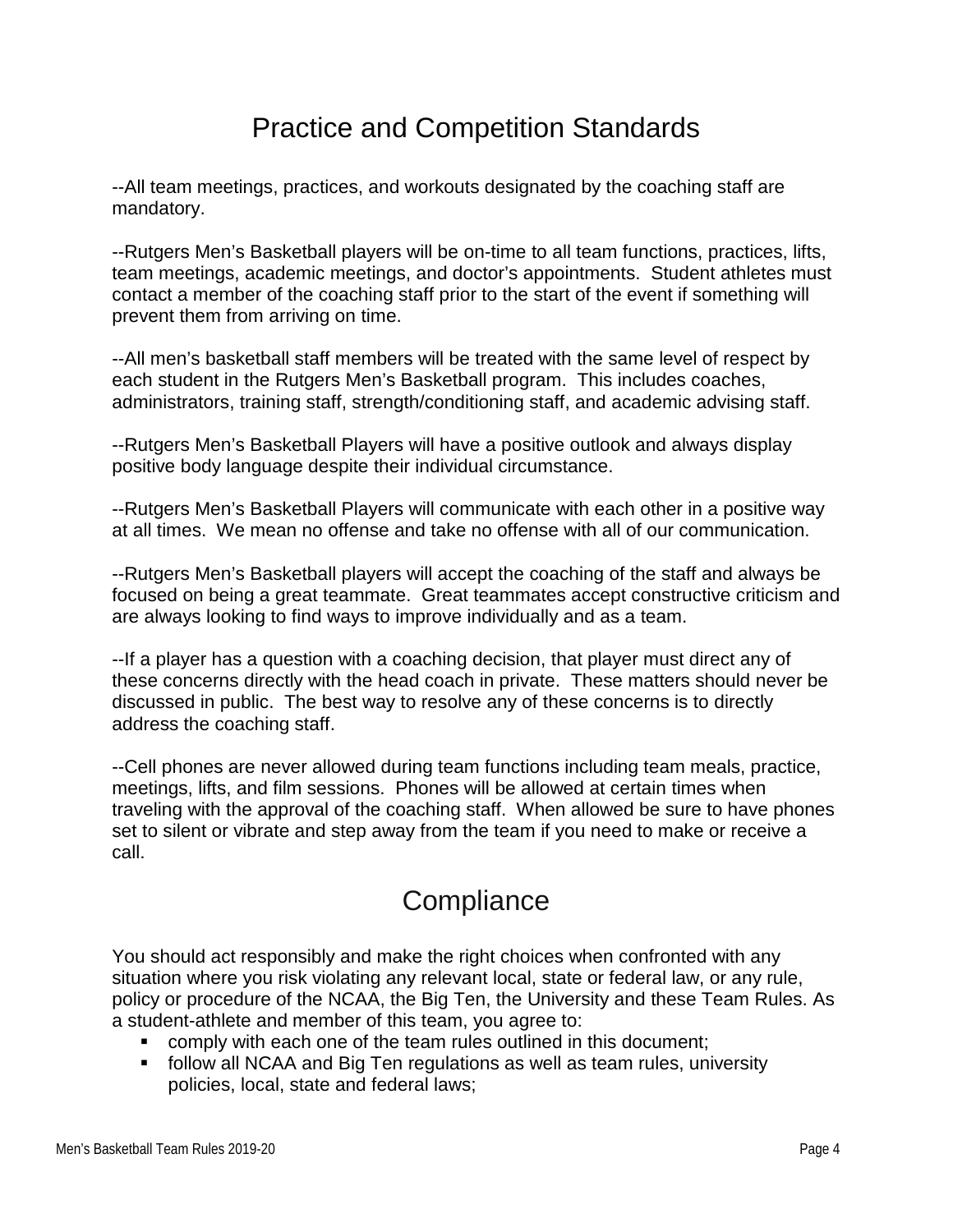# Practice and Competition Standards

--All team meetings, practices, and workouts designated by the coaching staff are mandatory.

--Rutgers Men's Basketball players will be on-time to all team functions, practices, lifts, team meetings, academic meetings, and doctor's appointments. Student athletes must contact a member of the coaching staff prior to the start of the event if something will prevent them from arriving on time.

--All men's basketball staff members will be treated with the same level of respect by each student in the Rutgers Men's Basketball program. This includes coaches, administrators, training staff, strength/conditioning staff, and academic advising staff.

--Rutgers Men's Basketball Players will have a positive outlook and always display positive body language despite their individual circumstance.

--Rutgers Men's Basketball Players will communicate with each other in a positive way at all times. We mean no offense and take no offense with all of our communication.

--Rutgers Men's Basketball players will accept the coaching of the staff and always be focused on being a great teammate. Great teammates accept constructive criticism and are always looking to find ways to improve individually and as a team.

--If a player has a question with a coaching decision, that player must direct any of these concerns directly with the head coach in private. These matters should never be discussed in public. The best way to resolve any of these concerns is to directly address the coaching staff.

--Cell phones are never allowed during team functions including team meals, practice, meetings, lifts, and film sessions. Phones will be allowed at certain times when traveling with the approval of the coaching staff. When allowed be sure to have phones set to silent or vibrate and step away from the team if you need to make or receive a call.

# Compliance

You should act responsibly and make the right choices when confronted with any situation where you risk violating any relevant local, state or federal law, or any rule, policy or procedure of the NCAA, the Big Ten, the University and these Team Rules. As a student-athlete and member of this team, you agree to:

- comply with each one of the team rules outlined in this document;
- follow all NCAA and Big Ten regulations as well as team rules, university policies, local, state and federal laws;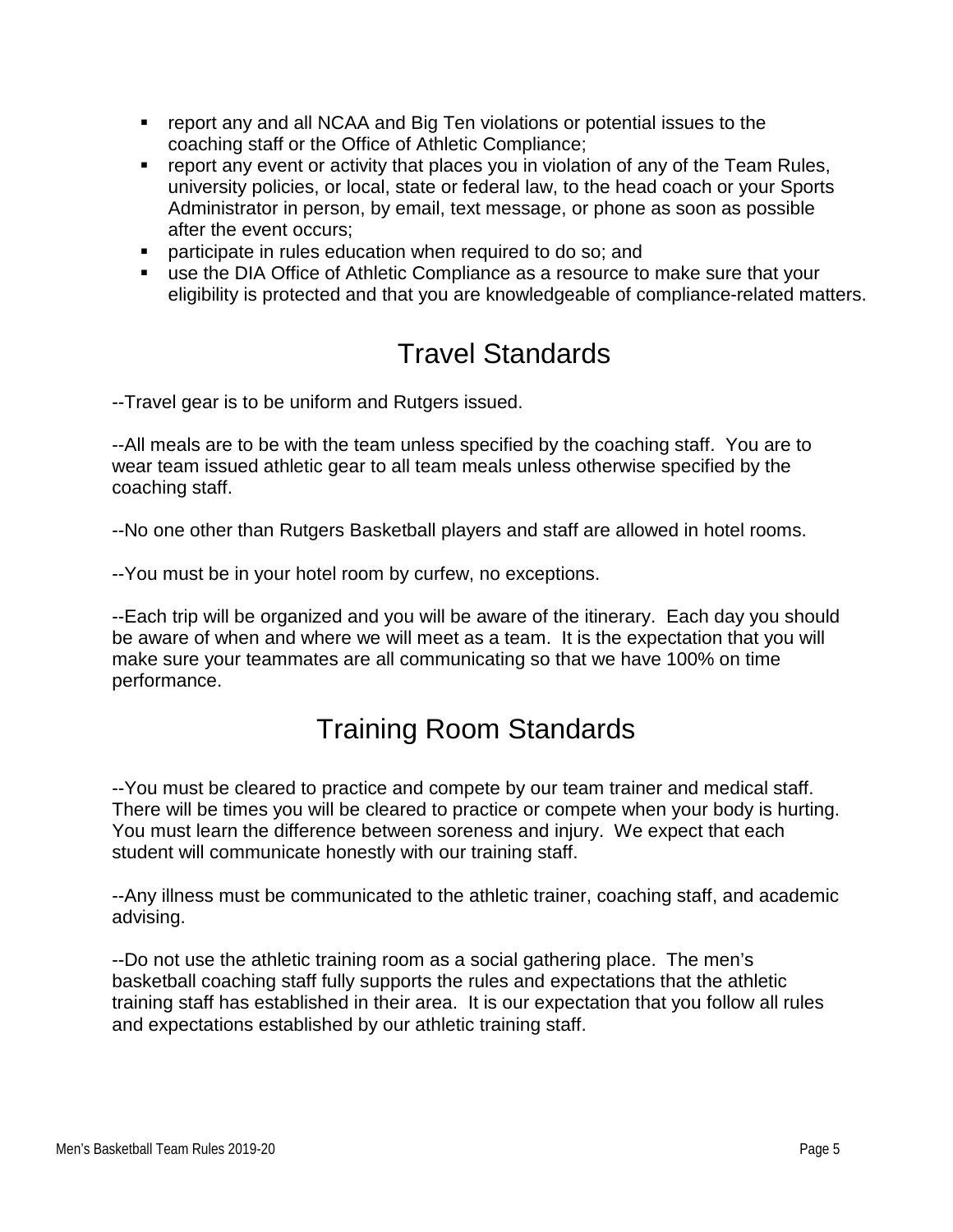- report any and all NCAA and Big Ten violations or potential issues to the coaching staff or the Office of Athletic Compliance;
- report any event or activity that places you in violation of any of the Team Rules, university policies, or local, state or federal law, to the head coach or your Sports Administrator in person, by email, text message, or phone as soon as possible after the event occurs;
- participate in rules education when required to do so; and
- use the DIA Office of Athletic Compliance as a resource to make sure that your eligibility is protected and that you are knowledgeable of compliance-related matters.

## Travel Standards

--Travel gear is to be uniform and Rutgers issued.

--All meals are to be with the team unless specified by the coaching staff. You are to wear team issued athletic gear to all team meals unless otherwise specified by the coaching staff.

--No one other than Rutgers Basketball players and staff are allowed in hotel rooms.

--You must be in your hotel room by curfew, no exceptions.

--Each trip will be organized and you will be aware of the itinerary. Each day you should be aware of when and where we will meet as a team. It is the expectation that you will make sure your teammates are all communicating so that we have 100% on time performance.

## Training Room Standards

--You must be cleared to practice and compete by our team trainer and medical staff. There will be times you will be cleared to practice or compete when your body is hurting. You must learn the difference between soreness and injury. We expect that each student will communicate honestly with our training staff.

--Any illness must be communicated to the athletic trainer, coaching staff, and academic advising.

--Do not use the athletic training room as a social gathering place. The men's basketball coaching staff fully supports the rules and expectations that the athletic training staff has established in their area. It is our expectation that you follow all rules and expectations established by our athletic training staff.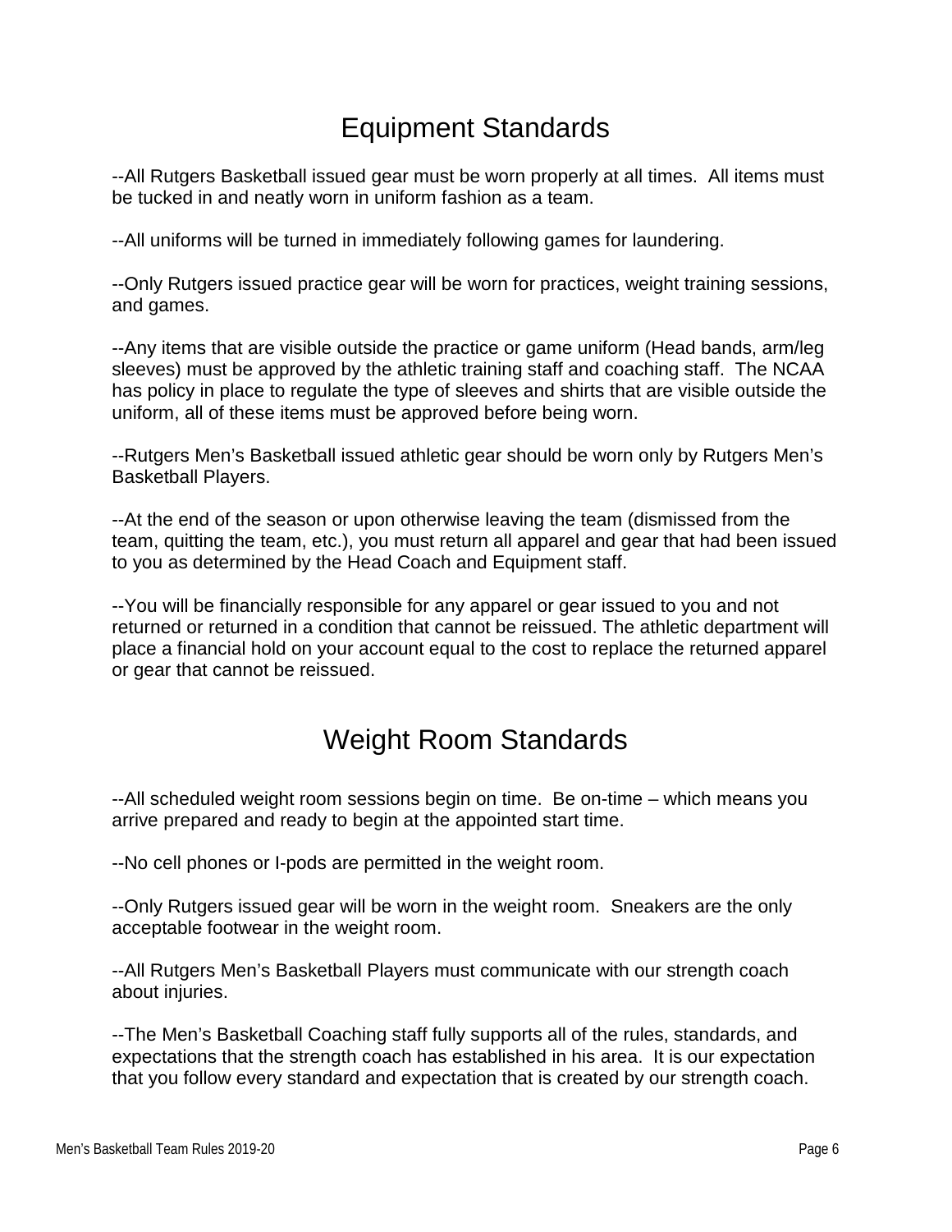# Equipment Standards

--All Rutgers Basketball issued gear must be worn properly at all times. All items must be tucked in and neatly worn in uniform fashion as a team.

--All uniforms will be turned in immediately following games for laundering.

--Only Rutgers issued practice gear will be worn for practices, weight training sessions, and games.

--Any items that are visible outside the practice or game uniform (Head bands, arm/leg sleeves) must be approved by the athletic training staff and coaching staff. The NCAA has policy in place to regulate the type of sleeves and shirts that are visible outside the uniform, all of these items must be approved before being worn.

--Rutgers Men's Basketball issued athletic gear should be worn only by Rutgers Men's Basketball Players.

--At the end of the season or upon otherwise leaving the team (dismissed from the team, quitting the team, etc.), you must return all apparel and gear that had been issued to you as determined by the Head Coach and Equipment staff.

--You will be financially responsible for any apparel or gear issued to you and not returned or returned in a condition that cannot be reissued. The athletic department will place a financial hold on your account equal to the cost to replace the returned apparel or gear that cannot be reissued.

# Weight Room Standards

--All scheduled weight room sessions begin on time. Be on-time – which means you arrive prepared and ready to begin at the appointed start time.

--No cell phones or I-pods are permitted in the weight room.

--Only Rutgers issued gear will be worn in the weight room. Sneakers are the only acceptable footwear in the weight room.

--All Rutgers Men's Basketball Players must communicate with our strength coach about injuries.

--The Men's Basketball Coaching staff fully supports all of the rules, standards, and expectations that the strength coach has established in his area. It is our expectation that you follow every standard and expectation that is created by our strength coach.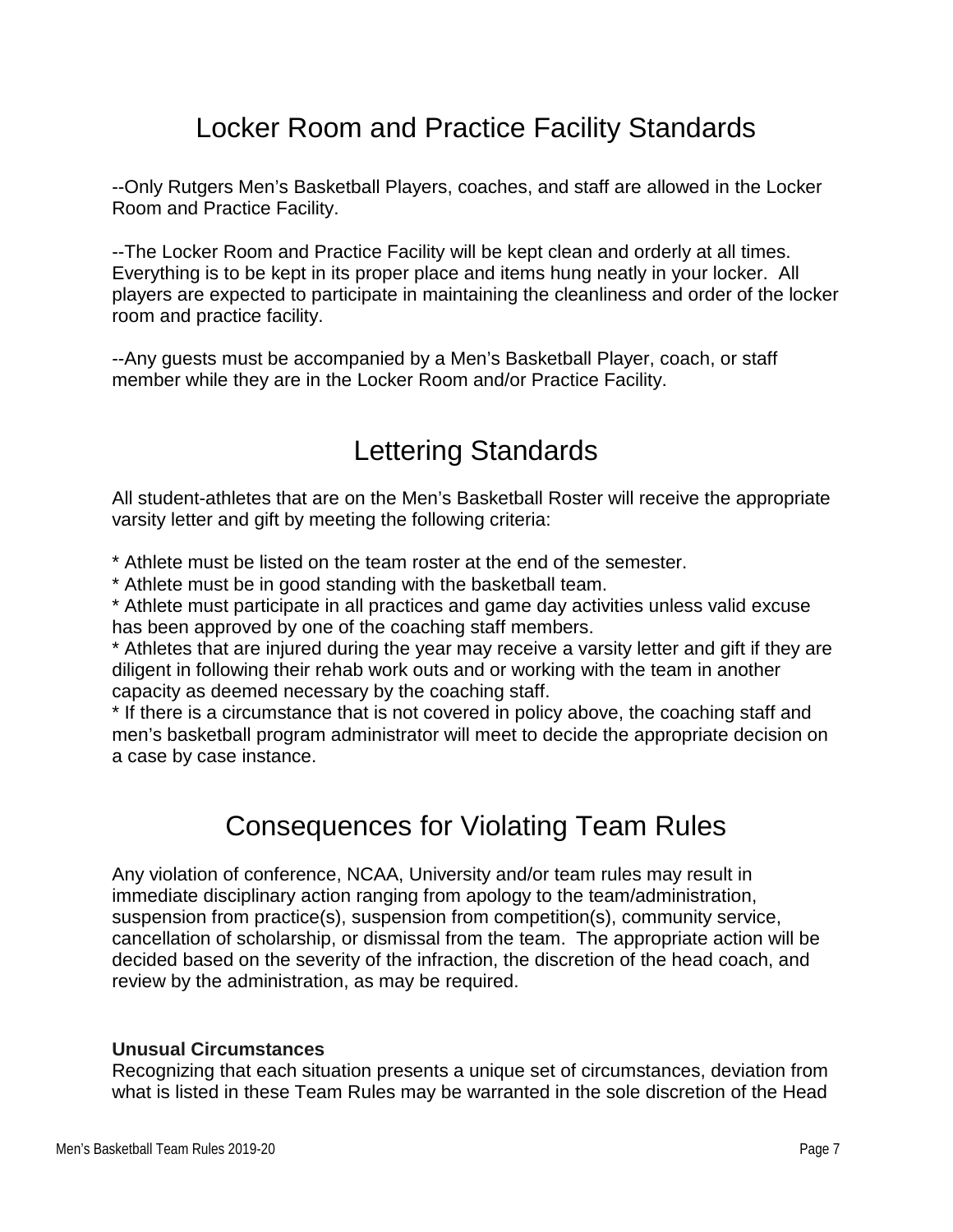# Locker Room and Practice Facility Standards

--Only Rutgers Men's Basketball Players, coaches, and staff are allowed in the Locker Room and Practice Facility.

--The Locker Room and Practice Facility will be kept clean and orderly at all times. Everything is to be kept in its proper place and items hung neatly in your locker. All players are expected to participate in maintaining the cleanliness and order of the locker room and practice facility.

--Any guests must be accompanied by a Men's Basketball Player, coach, or staff member while they are in the Locker Room and/or Practice Facility.

# Lettering Standards

All student-athletes that are on the Men's Basketball Roster will receive the appropriate varsity letter and gift by meeting the following criteria:

* Athlete must be listed on the team roster at the end of the semester.
* Athlete must be in good standing with the basketball team.
* Athlete must participate in all practices and game day activities unless valid excuse has been approved by one of the coaching staff members.
* Athletes that are injured during the year may receive a varsity letter and gift if they are diligent in following their rehab work outs and or working with the team in another capacity as deemed necessary by the coaching staff.
* If there is a circumstance that is not covered in policy above, the coaching staff and men's basketball program administrator will meet to decide the appropriate decision on a case by case instance.

# Consequences for Violating Team Rules

Any violation of conference, NCAA, University and/or team rules may result in immediate disciplinary action ranging from apology to the team/administration, suspension from practice(s), suspension from competition(s), community service, cancellation of scholarship, or dismissal from the team. The appropriate action will be decided based on the severity of the infraction, the discretion of the head coach, and review by the administration, as may be required.

**Unusual Circumstances**
Recognizing that each situation presents a unique set of circumstances, deviation from what is listed in these Team Rules may be warranted in the sole discretion of the Head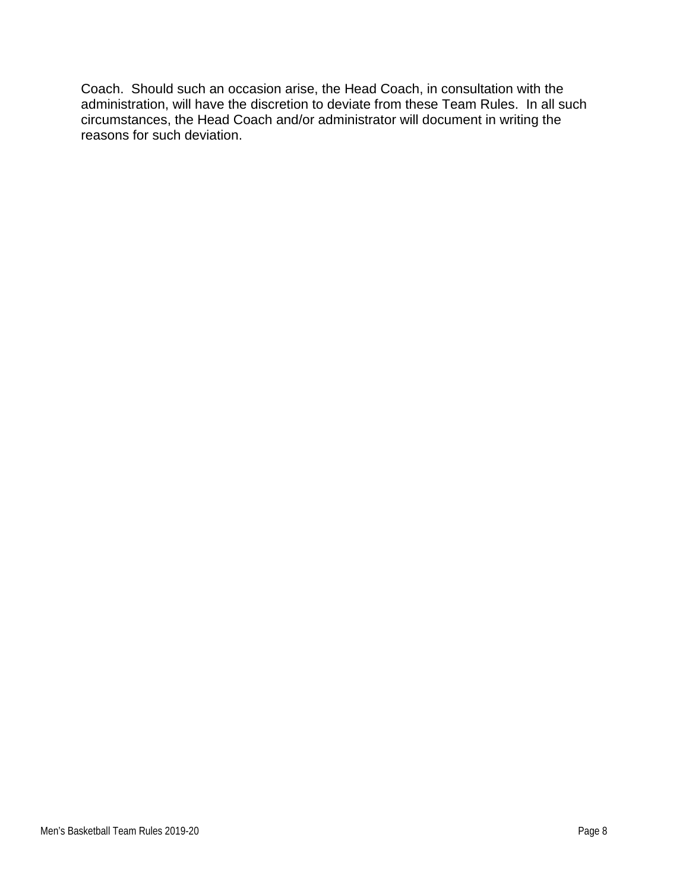Coach. Should such an occasion arise, the Head Coach, in consultation with the administration, will have the discretion to deviate from these Team Rules. In all such circumstances, the Head Coach and/or administrator will document in writing the reasons for such deviation.